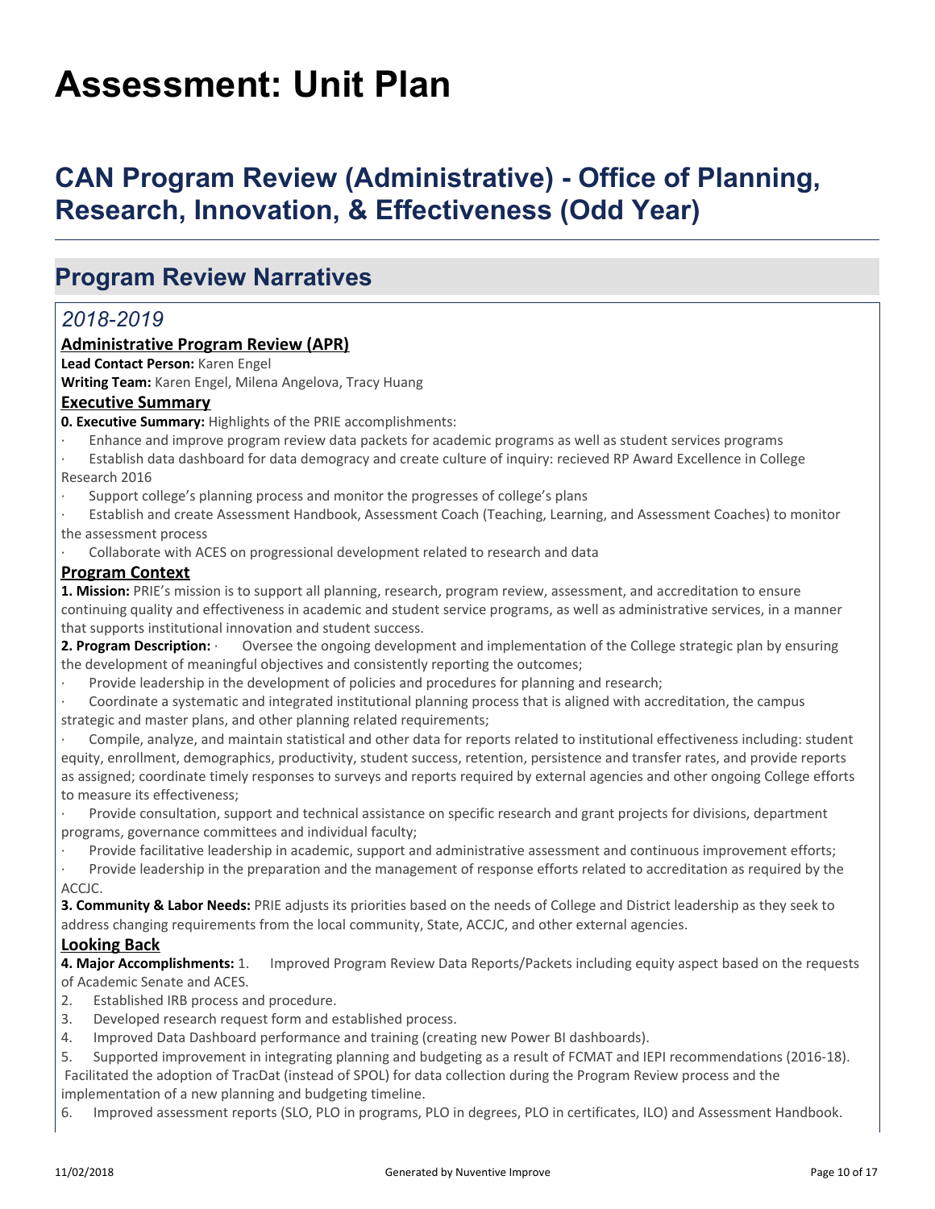# Assessment: Unit Plan

## CAN Program Review (Administrative) - Office of Planning, Research, Innovation, & Effectiveness (Odd Year)

## Program Review Narratives

### *2018-2019*

**Administrative Program Review (APR)**

**Lead Contact Person:** Karen Engel

**Writing Team:** Karen Engel, Milena Angelova, Tracy Huang

**Executive Summary**

**0. Executive Summary:** Highlights of the PRIE accomplishments:

· Enhance and improve program review data packets for academic programs as well as student services programs

· Establish data dashboard for data democracy and create culture of inquiry: recieved RP Award Excellence in College Research 2016

· Support college's planning process and monitor the progresses of college's plans

· Establish and create Assessment Handbook, Assessment Coach (Teaching, Learning, and Assessment Coaches) to monitor the assessment process

· Collaborate with ACES on progressional development related to research and data

**Program Context**

**1. Mission:** PRIE's mission is to support all planning, research, program review, assessment, and accreditation to ensure continuing quality and effectiveness in academic and student service programs, as well as administrative services, in a manner that supports institutional innovation and student success.

**2. Program Description:** · Oversee the ongoing development and implementation of the College strategic plan by ensuring the development of meaningful objectives and consistently reporting the outcomes;

· Provide leadership in the development of policies and procedures for planning and research;

· Coordinate a systematic and integrated institutional planning process that is aligned with accreditation, the campus strategic and master plans, and other planning related requirements;

· Compile, analyze, and maintain statistical and other data for reports related to institutional effectiveness including: student equity, enrollment, demographics, productivity, student success, retention, persistence and transfer rates, and provide reports as assigned; coordinate timely responses to surveys and reports required by external agencies and other ongoing College efforts to measure its effectiveness;

· Provide consultation, support and technical assistance on specific research and grant projects for divisions, department programs, governance committees and individual faculty;

· Provide facilitative leadership in academic, support and administrative assessment and continuous improvement efforts;

· Provide leadership in the preparation and the management of response efforts related to accreditation as required by the ACCJC.

**3. Community & Labor Needs:** PRIE adjusts its priorities based on the needs of College and District leadership as they seek to address changing requirements from the local community, State, ACCJC, and other external agencies.

**Looking Back**

**4. Major Accomplishments:** 1. Improved Program Review Data Reports/Packets including equity aspect based on the requests of Academic Senate and ACES.

2. Established IRB process and procedure.
3. Developed research request form and established process.
4. Improved Data Dashboard performance and training (creating new Power BI dashboards).
5. Supported improvement in integrating planning and budgeting as a result of FCMAT and IEPI recommendations (2016-18). Facilitated the adoption of TracDat (instead of SPOL) for data collection during the Program Review process and the implementation of a new planning and budgeting timeline.
6. Improved assessment reports (SLO, PLO in programs, PLO in degrees, PLO in certificates, ILO) and Assessment Handbook.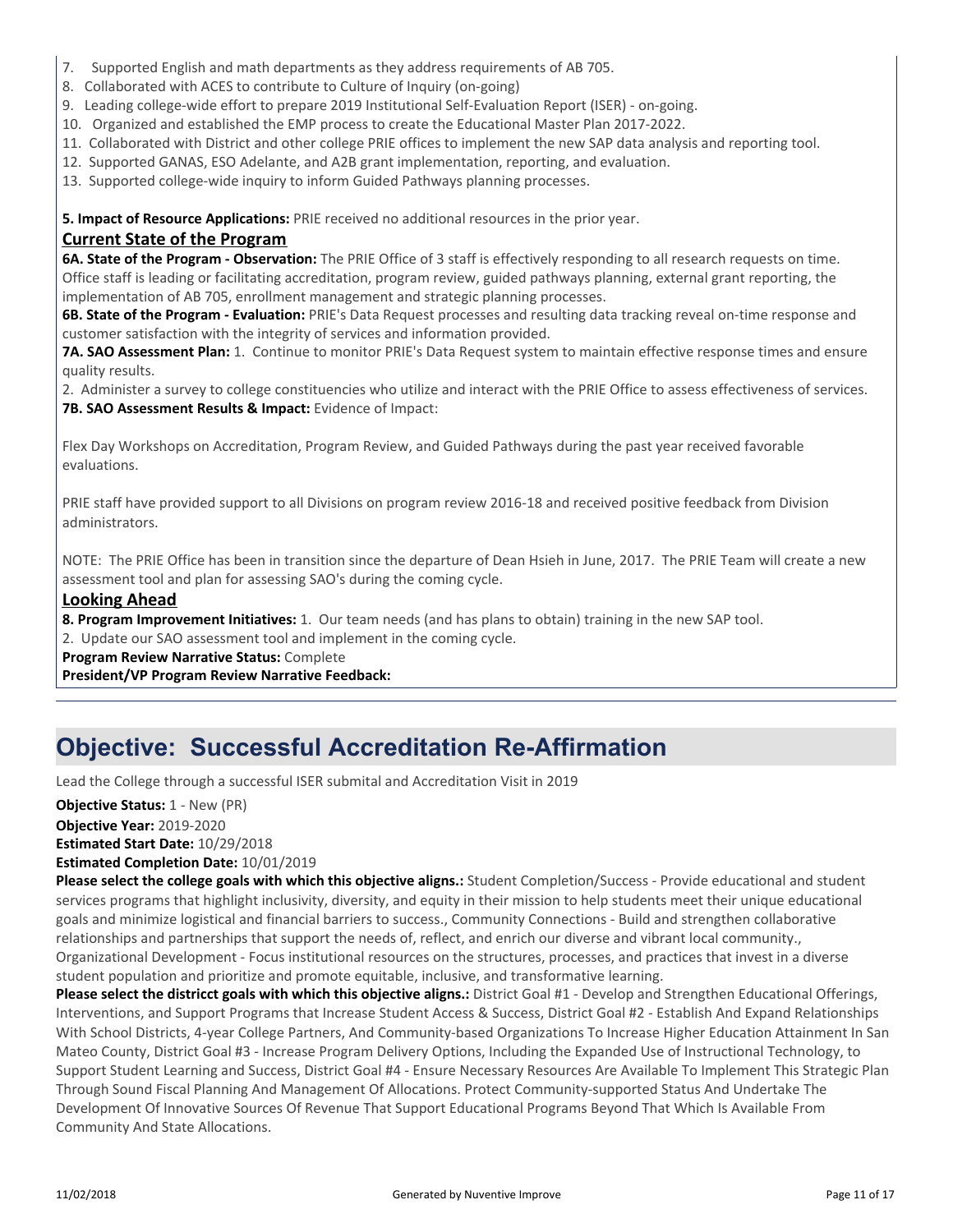7. Supported English and math departments as they address requirements of AB 705.
8. Collaborated with ACES to contribute to Culture of Inquiry (on-going)
9. Leading college-wide effort to prepare 2019 Institutional Self-Evaluation Report (ISER) - on-going.
10. Organized and established the EMP process to create the Educational Master Plan 2017-2022.
11. Collaborated with District and other college PRIE offices to implement the new SAP data analysis and reporting tool.
12. Supported GANAS, ESO Adelante, and A2B grant implementation, reporting, and evaluation.
13. Supported college-wide inquiry to inform Guided Pathways planning processes.

**5. Impact of Resource Applications:** PRIE received no additional resources in the prior year.

## Current State of the Program

**6A. State of the Program - Observation:** The PRIE Office of 3 staff is effectively responding to all research requests on time. Office staff is leading or facilitating accreditation, program review, guided pathways planning, external grant reporting, the implementation of AB 705, enrollment management and strategic planning processes.

**6B. State of the Program - Evaluation:** PRIE's Data Request processes and resulting data tracking reveal on-time response and customer satisfaction with the integrity of services and information provided.

**7A. SAO Assessment Plan:** 1. Continue to monitor PRIE's Data Request system to maintain effective response times and ensure quality results.

2. Administer a survey to college constituencies who utilize and interact with the PRIE Office to assess effectiveness of services.

**7B. SAO Assessment Results & Impact:** Evidence of Impact:

Flex Day Workshops on Accreditation, Program Review, and Guided Pathways during the past year received favorable evaluations.

PRIE staff have provided support to all Divisions on program review 2016-18 and received positive feedback from Division administrators.

NOTE: The PRIE Office has been in transition since the departure of Dean Hsieh in June, 2017. The PRIE Team will create a new assessment tool and plan for assessing SAO's during the coming cycle.

## Looking Ahead

**8. Program Improvement Initiatives:** 1. Our team needs (and has plans to obtain) training in the new SAP tool.

2. Update our SAO assessment tool and implement in the coming cycle.

**Program Review Narrative Status:** Complete

**President/VP Program Review Narrative Feedback:**

# Objective: Successful Accreditation Re-Affirmation

Lead the College through a successful ISER submital and Accreditation Visit in 2019

**Objective Status:** 1 - New (PR)

**Objective Year:** 2019-2020

**Estimated Start Date:** 10/29/2018

**Estimated Completion Date:** 10/01/2019

**Please select the college goals with which this objective aligns.:** Student Completion/Success - Provide educational and student services programs that highlight inclusivity, diversity, and equity in their mission to help students meet their unique educational goals and minimize logistical and financial barriers to success., Community Connections - Build and strengthen collaborative relationships and partnerships that support the needs of, reflect, and enrich our diverse and vibrant local community., Organizational Development - Focus institutional resources on the structures, processes, and practices that invest in a diverse student population and prioritize and promote equitable, inclusive, and transformative learning.

**Please select the districct goals with which this objective aligns.:** District Goal #1 - Develop and Strengthen Educational Offerings, Interventions, and Support Programs that Increase Student Access & Success, District Goal #2 - Establish And Expand Relationships With School Districts, 4-year College Partners, And Community-based Organizations To Increase Higher Education Attainment In San Mateo County, District Goal #3 - Increase Program Delivery Options, Including the Expanded Use of Instructional Technology, to Support Student Learning and Success, District Goal #4 - Ensure Necessary Resources Are Available To Implement This Strategic Plan Through Sound Fiscal Planning And Management Of Allocations. Protect Community-supported Status And Undertake The Development Of Innovative Sources Of Revenue That Support Educational Programs Beyond That Which Is Available From Community And State Allocations.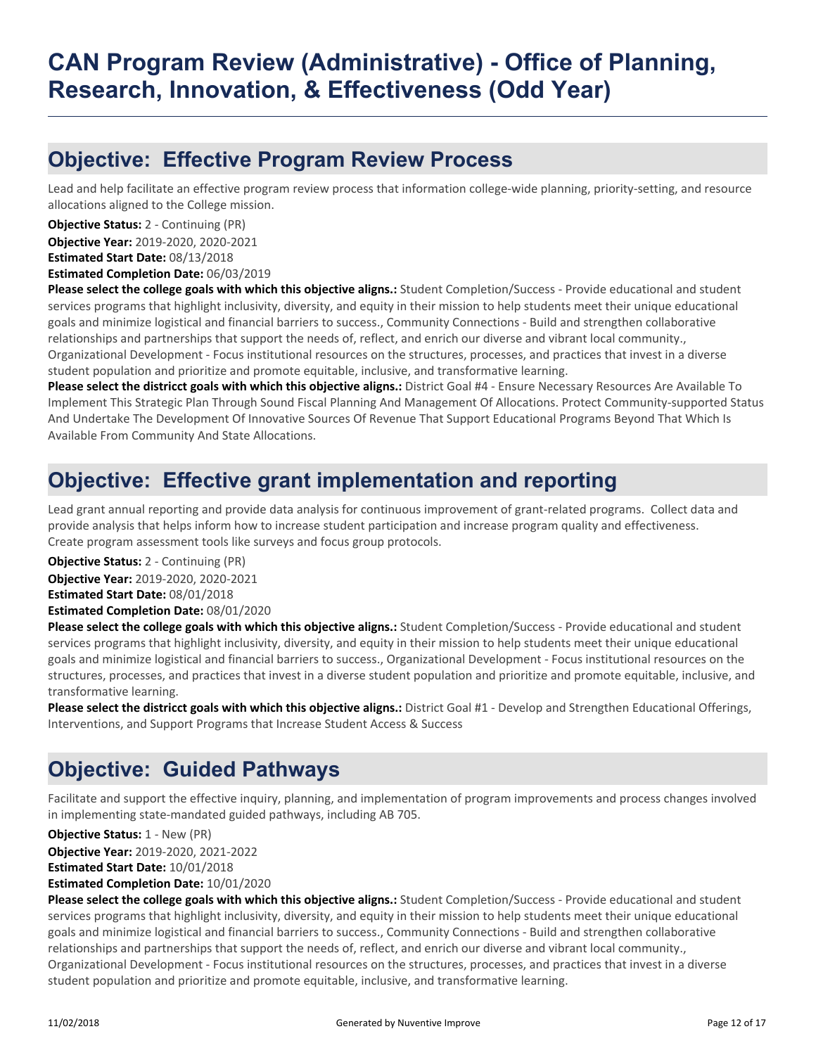# CAN Program Review (Administrative) - Office of Planning, Research, Innovation, & Effectiveness (Odd Year)

## Objective:  Effective Program Review Process

Lead and help facilitate an effective program review process that information college-wide planning, priority-setting, and resource allocations aligned to the College mission.

**Objective Status:** 2 - Continuing (PR)
**Objective Year:** 2019-2020, 2020-2021
**Estimated Start Date:** 08/13/2018
**Estimated Completion Date:** 06/03/2019
**Please select the college goals with which this objective aligns.:** Student Completion/Success - Provide educational and student services programs that highlight inclusivity, diversity, and equity in their mission to help students meet their unique educational goals and minimize logistical and financial barriers to success., Community Connections - Build and strengthen collaborative relationships and partnerships that support the needs of, reflect, and enrich our diverse and vibrant local community., Organizational Development - Focus institutional resources on the structures, processes, and practices that invest in a diverse student population and prioritize and promote equitable, inclusive, and transformative learning.
**Please select the districct goals with which this objective aligns.:** District Goal #4 - Ensure Necessary Resources Are Available To Implement This Strategic Plan Through Sound Fiscal Planning And Management Of Allocations. Protect Community-supported Status And Undertake The Development Of Innovative Sources Of Revenue That Support Educational Programs Beyond That Which Is Available From Community And State Allocations.

## Objective:  Effective grant implementation and reporting

Lead grant annual reporting and provide data analysis for continuous improvement of grant-related programs.  Collect data and provide analysis that helps inform how to increase student participation and increase program quality and effectiveness. Create program assessment tools like surveys and focus group protocols.

**Objective Status:** 2 - Continuing (PR)
**Objective Year:** 2019-2020, 2020-2021
**Estimated Start Date:** 08/01/2018
**Estimated Completion Date:** 08/01/2020
**Please select the college goals with which this objective aligns.:** Student Completion/Success - Provide educational and student services programs that highlight inclusivity, diversity, and equity in their mission to help students meet their unique educational goals and minimize logistical and financial barriers to success., Organizational Development - Focus institutional resources on the structures, processes, and practices that invest in a diverse student population and prioritize and promote equitable, inclusive, and transformative learning.
**Please select the districct goals with which this objective aligns.:** District Goal #1 - Develop and Strengthen Educational Offerings, Interventions, and Support Programs that Increase Student Access & Success

## Objective:  Guided Pathways

Facilitate and support the effective inquiry, planning, and implementation of program improvements and process changes involved in implementing state-mandated guided pathways, including AB 705.

**Objective Status:** 1 - New (PR)
**Objective Year:** 2019-2020, 2021-2022
**Estimated Start Date:** 10/01/2018
**Estimated Completion Date:** 10/01/2020
**Please select the college goals with which this objective aligns.:** Student Completion/Success - Provide educational and student services programs that highlight inclusivity, diversity, and equity in their mission to help students meet their unique educational goals and minimize logistical and financial barriers to success., Community Connections - Build and strengthen collaborative relationships and partnerships that support the needs of, reflect, and enrich our diverse and vibrant local community., Organizational Development - Focus institutional resources on the structures, processes, and practices that invest in a diverse student population and prioritize and promote equitable, inclusive, and transformative learning.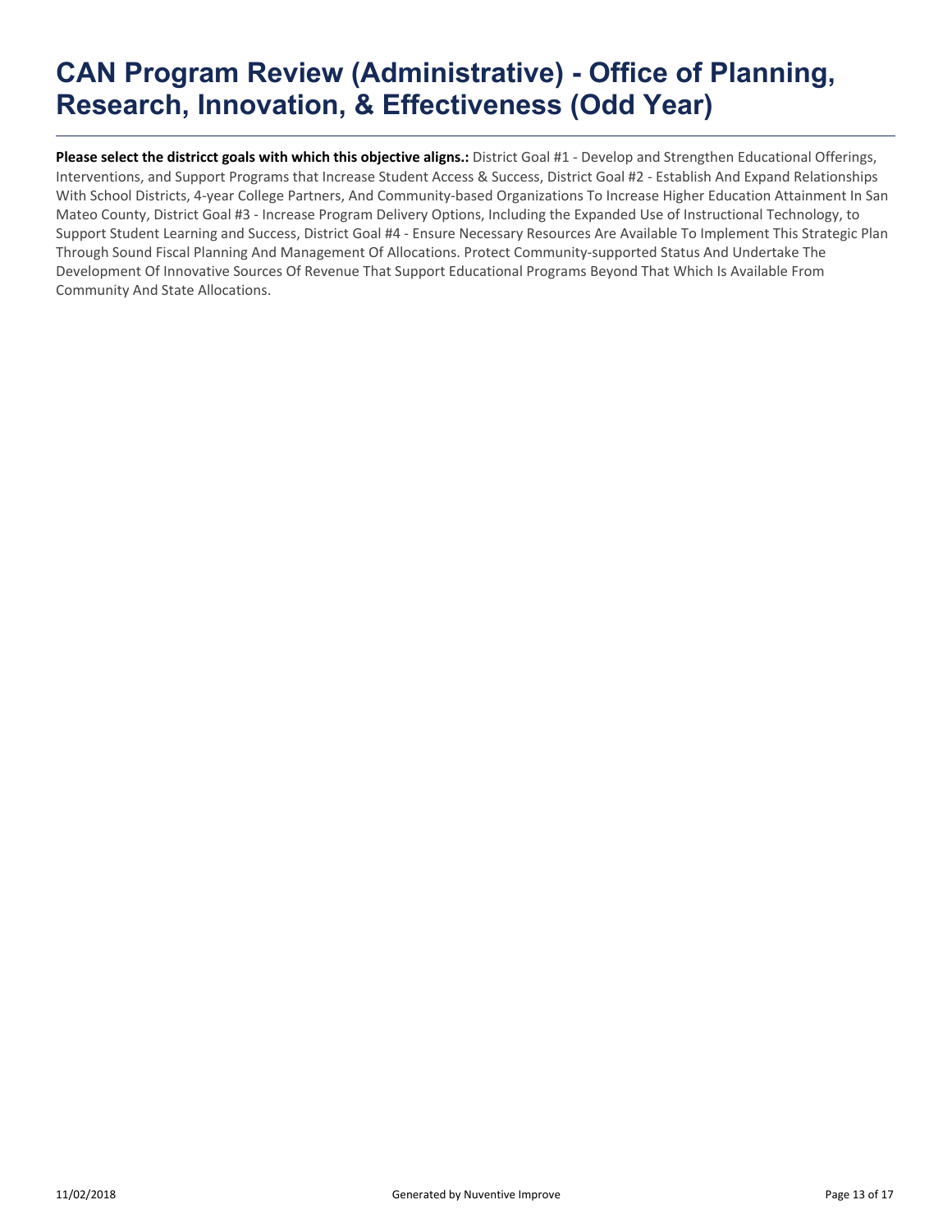# CAN Program Review (Administrative) - Office of Planning, Research, Innovation, & Effectiveness (Odd Year)

**Please select the districct goals with which this objective aligns.:** District Goal #1 - Develop and Strengthen Educational Offerings, Interventions, and Support Programs that Increase Student Access & Success, District Goal #2 - Establish And Expand Relationships With School Districts, 4-year College Partners, And Community-based Organizations To Increase Higher Education Attainment In San Mateo County, District Goal #3 - Increase Program Delivery Options, Including the Expanded Use of Instructional Technology, to Support Student Learning and Success, District Goal #4 - Ensure Necessary Resources Are Available To Implement This Strategic Plan Through Sound Fiscal Planning And Management Of Allocations. Protect Community-supported Status And Undertake The Development Of Innovative Sources Of Revenue That Support Educational Programs Beyond That Which Is Available From Community And State Allocations.